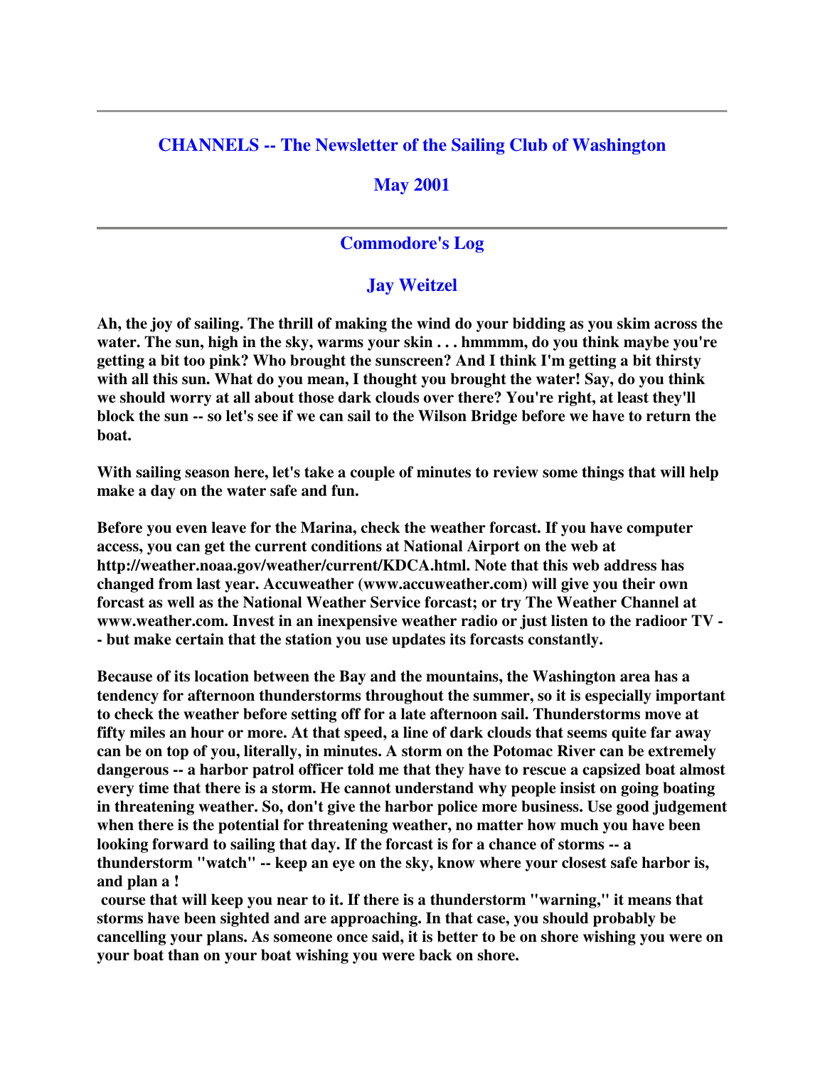# CHANNELS -- The Newsletter of the Sailing Club of Washington

## May 2001

---

## Commodore's Log

### Jay Weitzel

**Ah, the joy of sailing. The thrill of making the wind do your bidding as you skim across the water. The sun, high in the sky, warms your skin . . . hmmmm, do you think maybe you're getting a bit too pink? Who brought the sunscreen? And I think I'm getting a bit thirsty with all this sun. What do you mean, I thought you brought the water! Say, do you think we should worry at all about those dark clouds over there? You're right, at least they'll block the sun -- so let's see if we can sail to the Wilson Bridge before we have to return the boat.**

**With sailing season here, let's take a couple of minutes to review some things that will help make a day on the water safe and fun.**

**Before you even leave for the Marina, check the weather forcast. If you have computer access, you can get the current conditions at National Airport on the web at http://weather.noaa.gov/weather/current/KDCA.html. Note that this web address has changed from last year. Accuweather (www.accuweather.com) will give you their own forcast as well as the National Weather Service forcast; or try The Weather Channel at www.weather.com. Invest in an inexpensive weather radio or just listen to the radioor TV -- but make certain that the station you use updates its forcasts constantly.**

**Because of its location between the Bay and the mountains, the Washington area has a tendency for afternoon thunderstorms throughout the summer, so it is especially important to check the weather before setting off for a late afternoon sail. Thunderstorms move at fifty miles an hour or more. At that speed, a line of dark clouds that seems quite far away can be on top of you, literally, in minutes. A storm on the Potomac River can be extremely dangerous -- a harbor patrol officer told me that they have to rescue a capsized boat almost every time that there is a storm. He cannot understand why people insist on going boating in threatening weather. So, don't give the harbor police more business. Use good judgement when there is the potential for threatening weather, no matter how much you have been looking forward to sailing that day. If the forcast is for a chance of storms -- a thunderstorm "watch" -- keep an eye on the sky, know where your closest safe harbor is, and plan a !
course that will keep you near to it. If there is a thunderstorm "warning," it means that storms have been sighted and are approaching. In that case, you should probably be cancelling your plans. As someone once said, it is better to be on shore wishing you were on your boat than on your boat wishing you were back on shore.**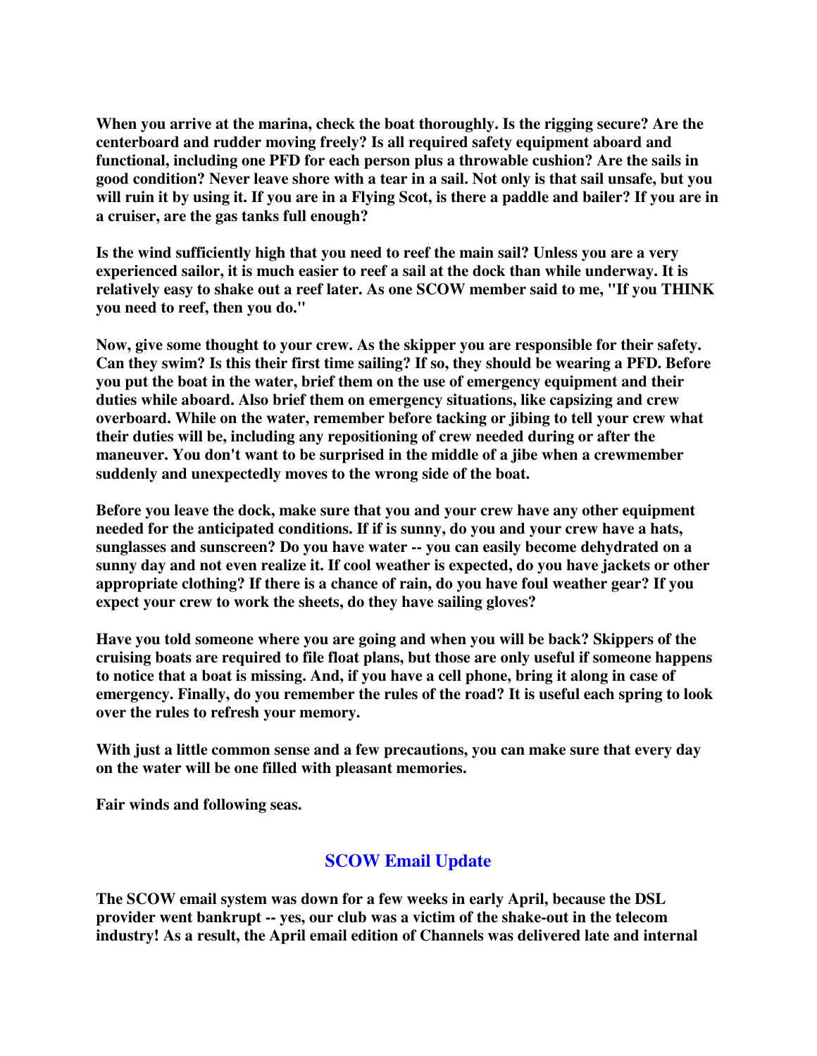**When you arrive at the marina, check the boat thoroughly. Is the rigging secure? Are the centerboard and rudder moving freely? Is all required safety equipment aboard and functional, including one PFD for each person plus a throwable cushion? Are the sails in good condition? Never leave shore with a tear in a sail. Not only is that sail unsafe, but you will ruin it by using it. If you are in a Flying Scot, is there a paddle and bailer? If you are in a cruiser, are the gas tanks full enough?**

**Is the wind sufficiently high that you need to reef the main sail? Unless you are a very experienced sailor, it is much easier to reef a sail at the dock than while underway. It is relatively easy to shake out a reef later. As one SCOW member said to me, "If you THINK you need to reef, then you do."**

**Now, give some thought to your crew. As the skipper you are responsible for their safety. Can they swim? Is this their first time sailing? If so, they should be wearing a PFD. Before you put the boat in the water, brief them on the use of emergency equipment and their duties while aboard. Also brief them on emergency situations, like capsizing and crew overboard. While on the water, remember before tacking or jibing to tell your crew what their duties will be, including any repositioning of crew needed during or after the maneuver. You don't want to be surprised in the middle of a jibe when a crewmember suddenly and unexpectedly moves to the wrong side of the boat.**

**Before you leave the dock, make sure that you and your crew have any other equipment needed for the anticipated conditions. If if is sunny, do you and your crew have a hats, sunglasses and sunscreen? Do you have water -- you can easily become dehydrated on a sunny day and not even realize it. If cool weather is expected, do you have jackets or other appropriate clothing? If there is a chance of rain, do you have foul weather gear? If you expect your crew to work the sheets, do they have sailing gloves?**

**Have you told someone where you are going and when you will be back? Skippers of the cruising boats are required to file float plans, but those are only useful if someone happens to notice that a boat is missing. And, if you have a cell phone, bring it along in case of emergency. Finally, do you remember the rules of the road? It is useful each spring to look over the rules to refresh your memory.**

**With just a little common sense and a few precautions, you can make sure that every day on the water will be one filled with pleasant memories.**

**Fair winds and following seas.**

## SCOW Email Update

**The SCOW email system was down for a few weeks in early April, because the DSL provider went bankrupt -- yes, our club was a victim of the shake-out in the telecom industry! As a result, the April email edition of Channels was delivered late and internal**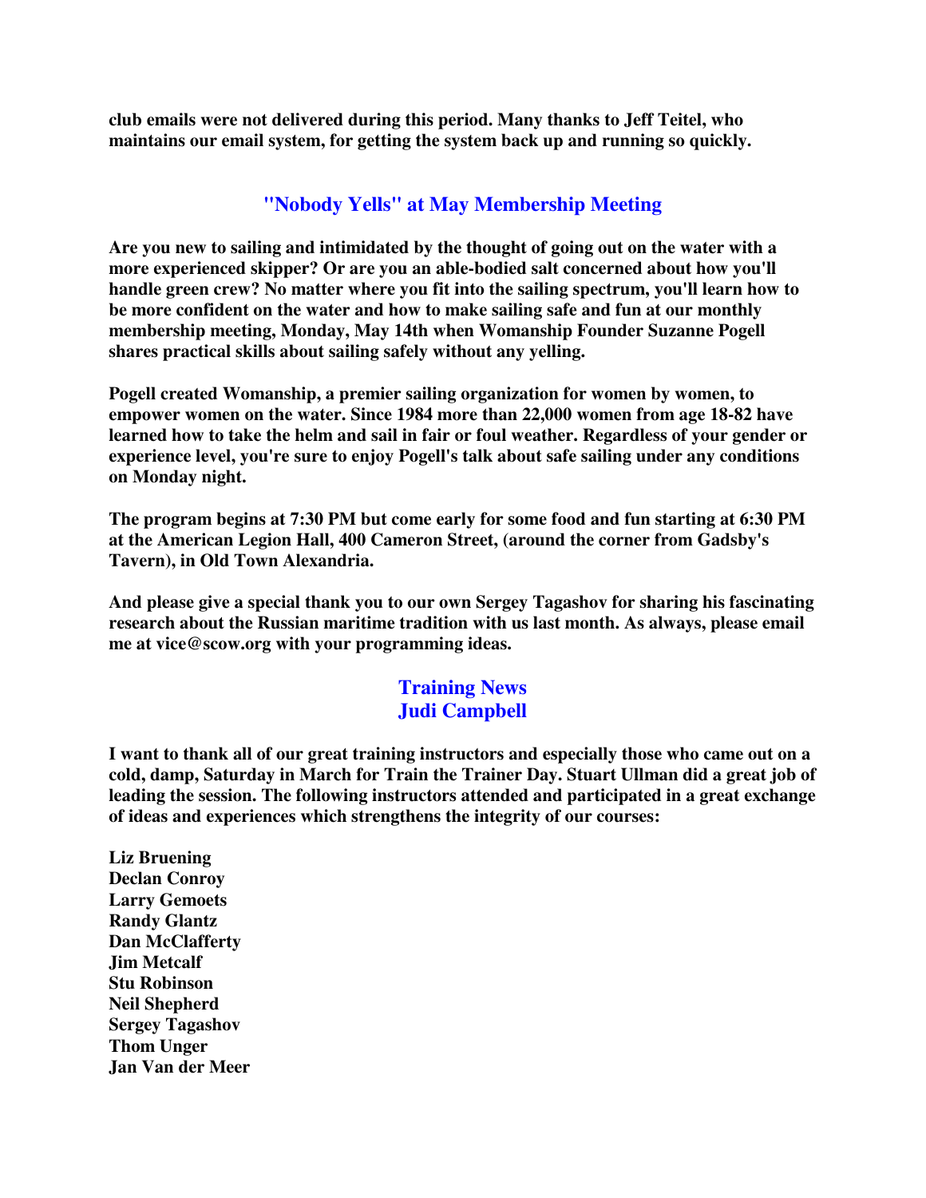**club emails were not delivered during this period. Many thanks to Jeff Teitel, who maintains our email system, for getting the system back up and running so quickly.**

## "Nobody Yells" at May Membership Meeting

**Are you new to sailing and intimidated by the thought of going out on the water with a more experienced skipper? Or are you an able-bodied salt concerned about how you'll handle green crew? No matter where you fit into the sailing spectrum, you'll learn how to be more confident on the water and how to make sailing safe and fun at our monthly membership meeting, Monday, May 14th when Womanship Founder Suzanne Pogell shares practical skills about sailing safely without any yelling.**

**Pogell created Womanship, a premier sailing organization for women by women, to empower women on the water. Since 1984 more than 22,000 women from age 18-82 have learned how to take the helm and sail in fair or foul weather. Regardless of your gender or experience level, you're sure to enjoy Pogell's talk about safe sailing under any conditions on Monday night.**

**The program begins at 7:30 PM but come early for some food and fun starting at 6:30 PM at the American Legion Hall, 400 Cameron Street, (around the corner from Gadsby's Tavern), in Old Town Alexandria.**

**And please give a special thank you to our own Sergey Tagashov for sharing his fascinating research about the Russian maritime tradition with us last month. As always, please email me at vice@scow.org with your programming ideas.**

## Training News
## Judi Campbell

**I want to thank all of our great training instructors and especially those who came out on a cold, damp, Saturday in March for Train the Trainer Day. Stuart Ullman did a great job of leading the session. The following instructors attended and participated in a great exchange of ideas and experiences which strengthens the integrity of our courses:**

**Liz Bruening**
**Declan Conroy**
**Larry Gemoets**
**Randy Glantz**
**Dan McClafferty**
**Jim Metcalf**
**Stu Robinson**
**Neil Shepherd**
**Sergey Tagashov**
**Thom Unger**
**Jan Van der Meer**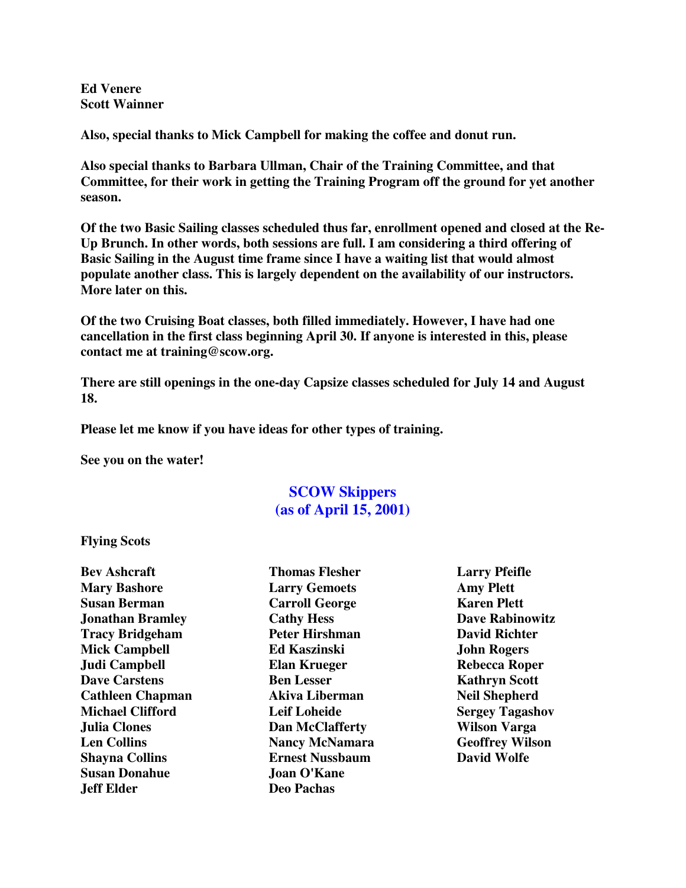**Ed Venere**
**Scott Wainner**

**Also, special thanks to Mick Campbell for making the coffee and donut run.**

**Also special thanks to Barbara Ullman, Chair of the Training Committee, and that Committee, for their work in getting the Training Program off the ground for yet another season.**

**Of the two Basic Sailing classes scheduled thus far, enrollment opened and closed at the Re-Up Brunch. In other words, both sessions are full. I am considering a third offering of Basic Sailing in the August time frame since I have a waiting list that would almost populate another class. This is largely dependent on the availability of our instructors. More later on this.**

**Of the two Cruising Boat classes, both filled immediately. However, I have had one cancellation in the first class beginning April 30. If anyone is interested in this, please contact me at training@scow.org.**

**There are still openings in the one-day Capsize classes scheduled for July 14 and August 18.**

**Please let me know if you have ideas for other types of training.**

**See you on the water!**

## SCOW Skippers (as of April 15, 2001)

**Flying Scots**

**Bev Ashcraft**
**Mary Bashore**
**Susan Berman**
**Jonathan Bramley**
**Tracy Bridgeham**
**Mick Campbell**
**Judi Campbell**
**Dave Carstens**
**Cathleen Chapman**
**Michael Clifford**
**Julia Clones**
**Len Collins**
**Shayna Collins**
**Susan Donahue**
**Jeff Elder**
**Thomas Flesher**
**Larry Gemoets**
**Carroll George**
**Cathy Hess**
**Peter Hirshman**
**Ed Kaszinski**
**Elan Krueger**
**Ben Lesser**
**Akiva Liberman**
**Leif Loheide**
**Dan McClafferty**
**Nancy McNamara**
**Ernest Nussbaum**
**Joan O'Kane**
**Deo Pachas**
**Larry Pfeifle**
**Amy Plett**
**Karen Plett**
**Dave Rabinowitz**
**David Richter**
**John Rogers**
**Rebecca Roper**
**Kathryn Scott**
**Neil Shepherd**
**Sergey Tagashov**
**Wilson Varga**
**Geoffrey Wilson**
**David Wolfe**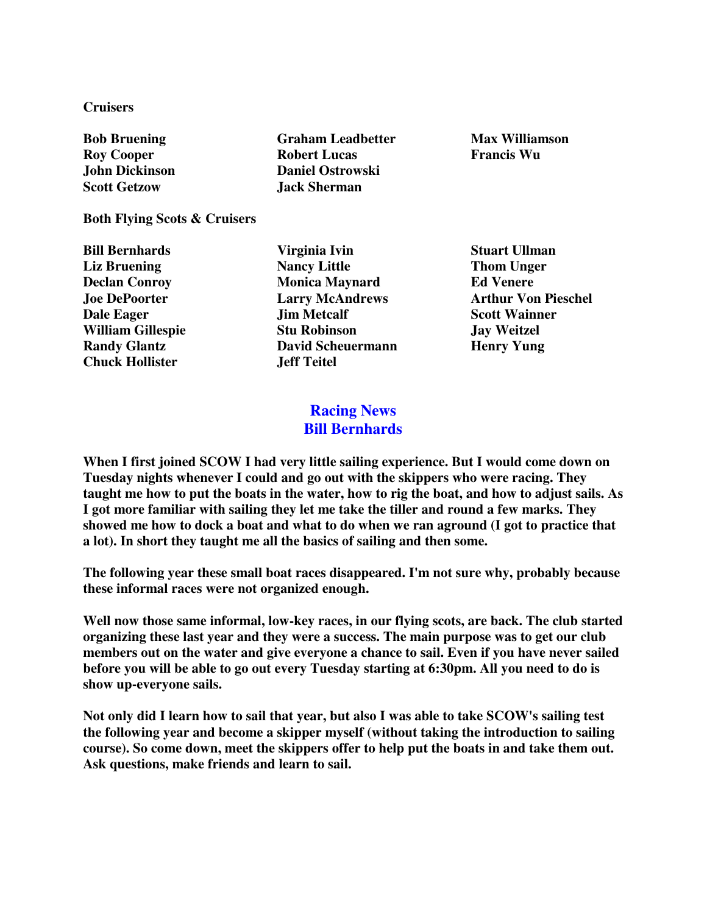**Cruisers**

**Bob Bruening**
**Roy Cooper**
**John Dickinson**
**Scott Getzow**
**Graham Leadbetter**
**Robert Lucas**
**Daniel Ostrowski**
**Jack Sherman**
**Max Williamson**
**Francis Wu**

**Both Flying Scots & Cruisers**

**Bill Bernhards**
**Liz Bruening**
**Declan Conroy**
**Joe DePoorter**
**Dale Eager**
**William Gillespie**
**Randy Glantz**
**Chuck Hollister**
**Virginia Ivin**
**Nancy Little**
**Monica Maynard**
**Larry McAndrews**
**Jim Metcalf**
**Stu Robinson**
**David Scheuermann**
**Jeff Teitel**
**Stuart Ullman**
**Thom Unger**
**Ed Venere**
**Arthur Von Pieschel**
**Scott Wainner**
**Jay Weitzel**
**Henry Yung**

## Racing News
### Bill Bernhards

**When I first joined SCOW I had very little sailing experience. But I would come down on Tuesday nights whenever I could and go out with the skippers who were racing. They taught me how to put the boats in the water, how to rig the boat, and how to adjust sails. As I got more familiar with sailing they let me take the tiller and round a few marks. They showed me how to dock a boat and what to do when we ran aground (I got to practice that a lot). In short they taught me all the basics of sailing and then some.**

**The following year these small boat races disappeared. I'm not sure why, probably because these informal races were not organized enough.**

**Well now those same informal, low-key races, in our flying scots, are back. The club started organizing these last year and they were a success. The main purpose was to get our club members out on the water and give everyone a chance to sail. Even if you have never sailed before you will be able to go out every Tuesday starting at 6:30pm. All you need to do is show up-everyone sails.**

**Not only did I learn how to sail that year, but also I was able to take SCOW's sailing test the following year and become a skipper myself (without taking the introduction to sailing course). So come down, meet the skippers offer to help put the boats in and take them out. Ask questions, make friends and learn to sail.**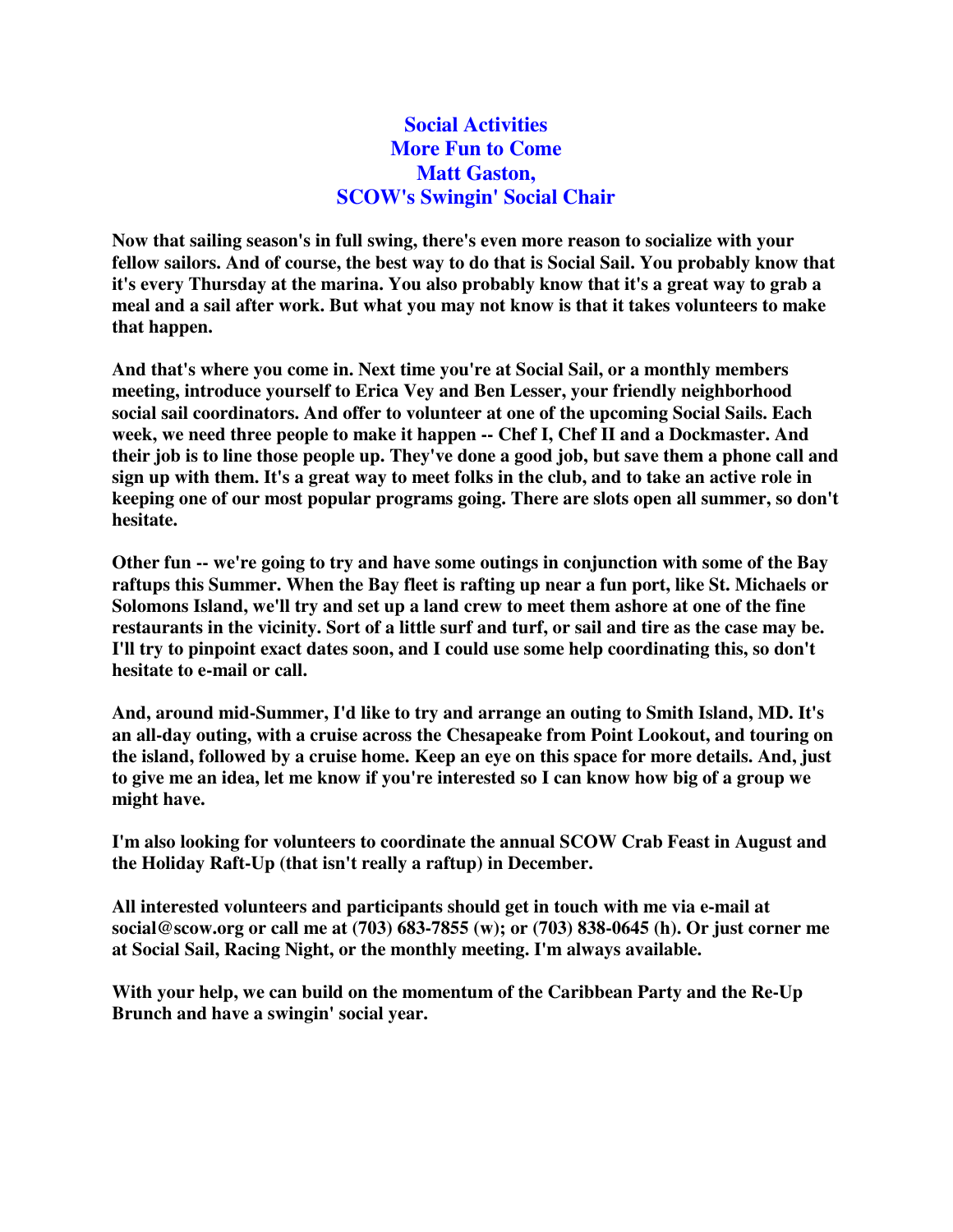## Social Activities
## More Fun to Come
## Matt Gaston,
## SCOW's Swingin' Social Chair

**Now that sailing season's in full swing, there's even more reason to socialize with your fellow sailors. And of course, the best way to do that is Social Sail. You probably know that it's every Thursday at the marina. You also probably know that it's a great way to grab a meal and a sail after work. But what you may not know is that it takes volunteers to make that happen.**

**And that's where you come in. Next time you're at Social Sail, or a monthly members meeting, introduce yourself to Erica Vey and Ben Lesser, your friendly neighborhood social sail coordinators. And offer to volunteer at one of the upcoming Social Sails. Each week, we need three people to make it happen -- Chef I, Chef II and a Dockmaster. And their job is to line those people up. They've done a good job, but save them a phone call and sign up with them. It's a great way to meet folks in the club, and to take an active role in keeping one of our most popular programs going. There are slots open all summer, so don't hesitate.**

**Other fun -- we're going to try and have some outings in conjunction with some of the Bay raftups this Summer. When the Bay fleet is rafting up near a fun port, like St. Michaels or Solomons Island, we'll try and set up a land crew to meet them ashore at one of the fine restaurants in the vicinity. Sort of a little surf and turf, or sail and tire as the case may be. I'll try to pinpoint exact dates soon, and I could use some help coordinating this, so don't hesitate to e-mail or call.**

**And, around mid-Summer, I'd like to try and arrange an outing to Smith Island, MD. It's an all-day outing, with a cruise across the Chesapeake from Point Lookout, and touring on the island, followed by a cruise home. Keep an eye on this space for more details. And, just to give me an idea, let me know if you're interested so I can know how big of a group we might have.**

**I'm also looking for volunteers to coordinate the annual SCOW Crab Feast in August and the Holiday Raft-Up (that isn't really a raftup) in December.**

**All interested volunteers and participants should get in touch with me via e-mail at social@scow.org or call me at (703) 683-7855 (w); or (703) 838-0645 (h). Or just corner me at Social Sail, Racing Night, or the monthly meeting. I'm always available.**

**With your help, we can build on the momentum of the Caribbean Party and the Re-Up Brunch and have a swingin' social year.**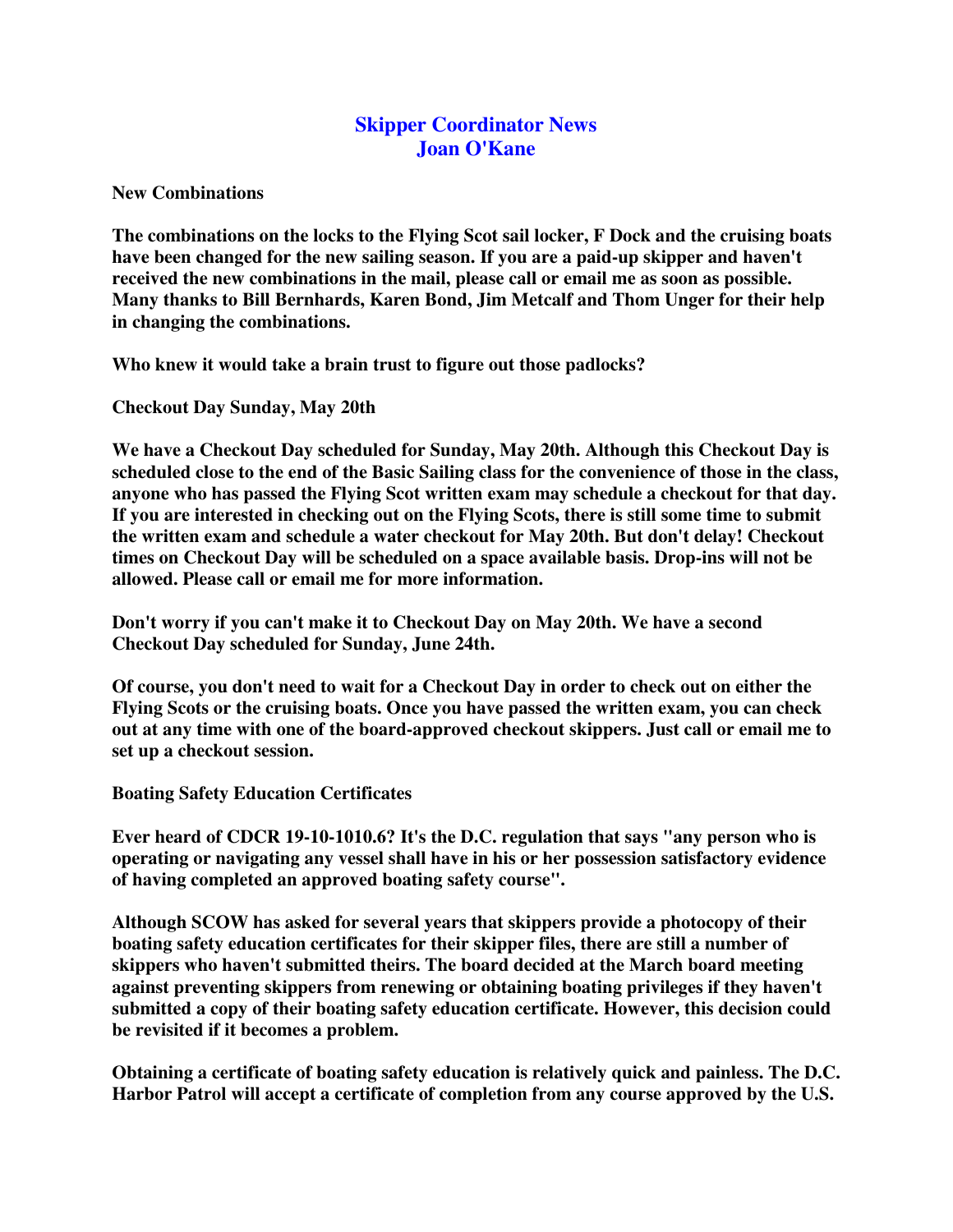## Skipper Coordinator News
## Joan O'Kane

**New Combinations**

**The combinations on the locks to the Flying Scot sail locker, F Dock and the cruising boats have been changed for the new sailing season. If you are a paid-up skipper and haven't received the new combinations in the mail, please call or email me as soon as possible. Many thanks to Bill Bernhards, Karen Bond, Jim Metcalf and Thom Unger for their help in changing the combinations.**

**Who knew it would take a brain trust to figure out those padlocks?**

**Checkout Day Sunday, May 20th**

**We have a Checkout Day scheduled for Sunday, May 20th. Although this Checkout Day is scheduled close to the end of the Basic Sailing class for the convenience of those in the class, anyone who has passed the Flying Scot written exam may schedule a checkout for that day. If you are interested in checking out on the Flying Scots, there is still some time to submit the written exam and schedule a water checkout for May 20th. But don't delay! Checkout times on Checkout Day will be scheduled on a space available basis. Drop-ins will not be allowed. Please call or email me for more information.**

**Don't worry if you can't make it to Checkout Day on May 20th. We have a second Checkout Day scheduled for Sunday, June 24th.**

**Of course, you don't need to wait for a Checkout Day in order to check out on either the Flying Scots or the cruising boats. Once you have passed the written exam, you can check out at any time with one of the board-approved checkout skippers. Just call or email me to set up a checkout session.**

**Boating Safety Education Certificates**

**Ever heard of CDCR 19-10-1010.6? It's the D.C. regulation that says "any person who is operating or navigating any vessel shall have in his or her possession satisfactory evidence of having completed an approved boating safety course".**

**Although SCOW has asked for several years that skippers provide a photocopy of their boating safety education certificates for their skipper files, there are still a number of skippers who haven't submitted theirs. The board decided at the March board meeting against preventing skippers from renewing or obtaining boating privileges if they haven't submitted a copy of their boating safety education certificate. However, this decision could be revisited if it becomes a problem.**

**Obtaining a certificate of boating safety education is relatively quick and painless. The D.C. Harbor Patrol will accept a certificate of completion from any course approved by the U.S.**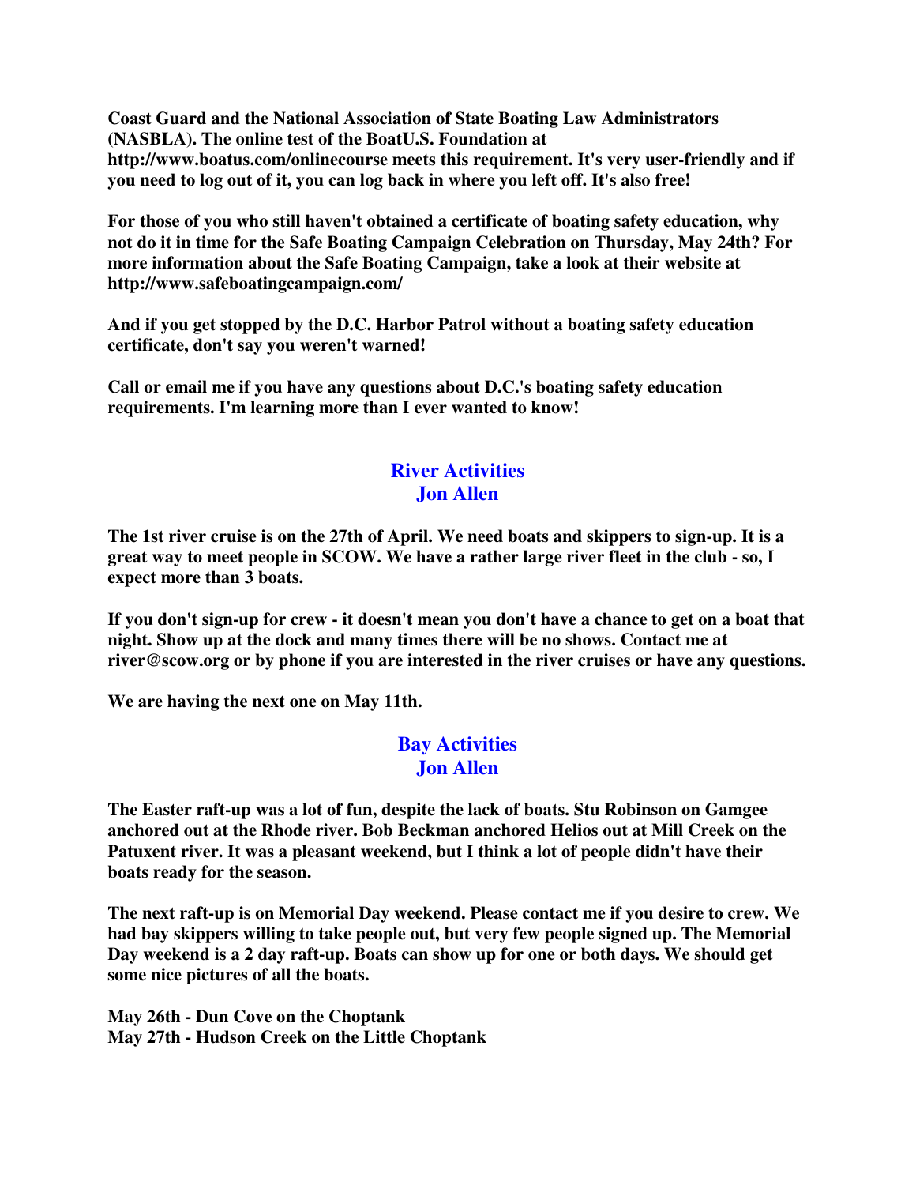**Coast Guard and the National Association of State Boating Law Administrators (NASBLA). The online test of the BoatU.S. Foundation at http://www.boatus.com/onlinecourse meets this requirement. It's very user-friendly and if you need to log out of it, you can log back in where you left off. It's also free!**

**For those of you who still haven't obtained a certificate of boating safety education, why not do it in time for the Safe Boating Campaign Celebration on Thursday, May 24th? For more information about the Safe Boating Campaign, take a look at their website at http://www.safeboatingcampaign.com/**

**And if you get stopped by the D.C. Harbor Patrol without a boating safety education certificate, don't say you weren't warned!**

**Call or email me if you have any questions about D.C.'s boating safety education requirements. I'm learning more than I ever wanted to know!**

## River Activities
### Jon Allen

**The 1st river cruise is on the 27th of April. We need boats and skippers to sign-up. It is a great way to meet people in SCOW. We have a rather large river fleet in the club - so, I expect more than 3 boats.**

**If you don't sign-up for crew - it doesn't mean you don't have a chance to get on a boat that night. Show up at the dock and many times there will be no shows. Contact me at river@scow.org or by phone if you are interested in the river cruises or have any questions.**

**We are having the next one on May 11th.**

## Bay Activities
### Jon Allen

**The Easter raft-up was a lot of fun, despite the lack of boats. Stu Robinson on Gamgee anchored out at the Rhode river. Bob Beckman anchored Helios out at Mill Creek on the Patuxent river. It was a pleasant weekend, but I think a lot of people didn't have their boats ready for the season.**

**The next raft-up is on Memorial Day weekend. Please contact me if you desire to crew. We had bay skippers willing to take people out, but very few people signed up. The Memorial Day weekend is a 2 day raft-up. Boats can show up for one or both days. We should get some nice pictures of all the boats.**

**May 26th - Dun Cove on the Choptank**
**May 27th - Hudson Creek on the Little Choptank**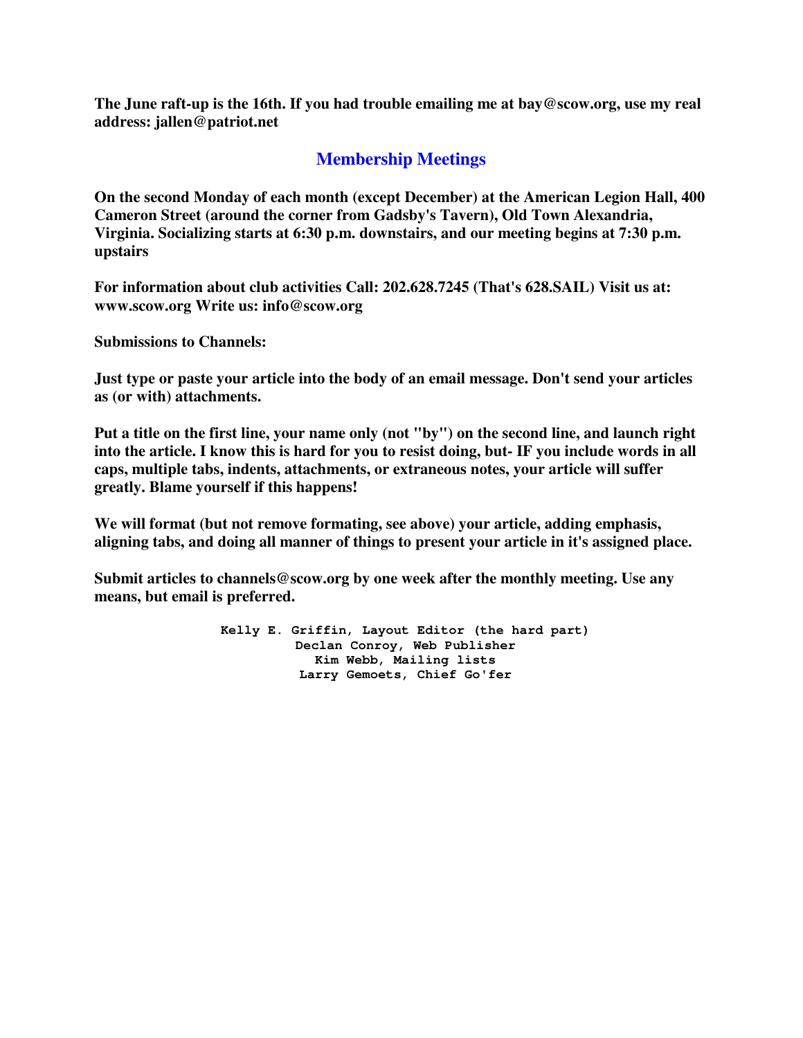**The June raft-up is the 16th. If you had trouble emailing me at bay@scow.org, use my real address: jallen@patriot.net**

## Membership Meetings

**On the second Monday of each month (except December) at the American Legion Hall, 400 Cameron Street (around the corner from Gadsby's Tavern), Old Town Alexandria, Virginia. Socializing starts at 6:30 p.m. downstairs, and our meeting begins at 7:30 p.m. upstairs**

**For information about club activities Call: 202.628.7245 (That's 628.SAIL) Visit us at: www.scow.org Write us: info@scow.org**

**Submissions to Channels:**

**Just type or paste your article into the body of an email message. Don't send your articles as (or with) attachments.**

**Put a title on the first line, your name only (not "by") on the second line, and launch right into the article. I know this is hard for you to resist doing, but- IF you include words in all caps, multiple tabs, indents, attachments, or extraneous notes, your article will suffer greatly. Blame yourself if this happens!**

**We will format (but not remove formating, see above) your article, adding emphasis, aligning tabs, and doing all manner of things to present your article in it's assigned place.**

**Submit articles to channels@scow.org by one week after the monthly meeting. Use any means, but email is preferred.**

**Kelly E. Griffin, Layout Editor (the hard part)**
**Declan Conroy, Web Publisher**
**Kim Webb, Mailing lists**
**Larry Gemoets, Chief Go'fer**